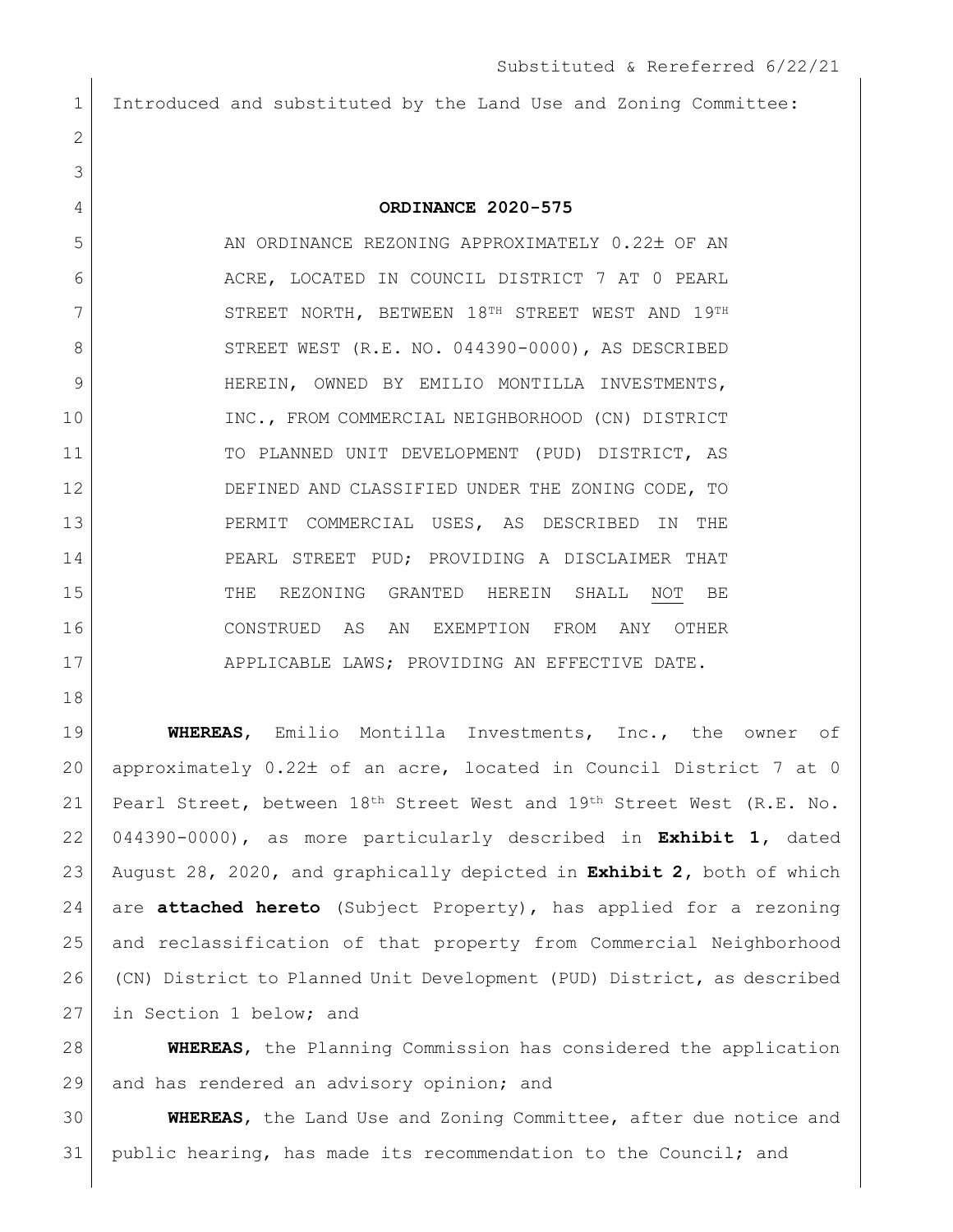Substituted & Rereferred 6/22/21

Introduced and substituted by the Land Use and Zoning Committee:

**ORDINANCE 2020-575**

AN ORDINANCE REZONING APPROXIMATELY 0.22± OF AN ACRE, LOCATED IN COUNCIL DISTRICT 7 AT 0 PEARL STREET NORTH, BETWEEN 18TH STREET WEST AND 19TH STREET WEST (R.E. NO. 044390-0000), AS DESCRIBED HEREIN, OWNED BY EMILIO MONTILLA INVESTMENTS, INC., FROM COMMERCIAL NEIGHBORHOOD (CN) DISTRICT TO PLANNED UNIT DEVELOPMENT (PUD) DISTRICT, AS DEFINED AND CLASSIFIED UNDER THE ZONING CODE, TO PERMIT COMMERCIAL USES, AS DESCRIBED IN THE PEARL STREET PUD; PROVIDING A DISCLAIMER THAT THE REZONING GRANTED HEREIN SHALL NOT BE CONSTRUED AS AN EXEMPTION FROM ANY OTHER APPLICABLE LAWS; PROVIDING AN EFFECTIVE DATE.

**WHEREAS**, Emilio Montilla Investments, Inc., the owner of approximately 0.22± of an acre, located in Council District 7 at 0 Pearl Street, between 18th Street West and 19th Street West (R.E. No. 044390-0000), as more particularly described in **Exhibit 1**, dated August 28, 2020, and graphically depicted in **Exhibit 2**, both of which are **attached hereto** (Subject Property), has applied for a rezoning and reclassification of that property from Commercial Neighborhood (CN) District to Planned Unit Development (PUD) District, as described in Section 1 below; and

**WHEREAS**, the Planning Commission has considered the application and has rendered an advisory opinion; and

**WHEREAS**, the Land Use and Zoning Committee, after due notice and public hearing, has made its recommendation to the Council; and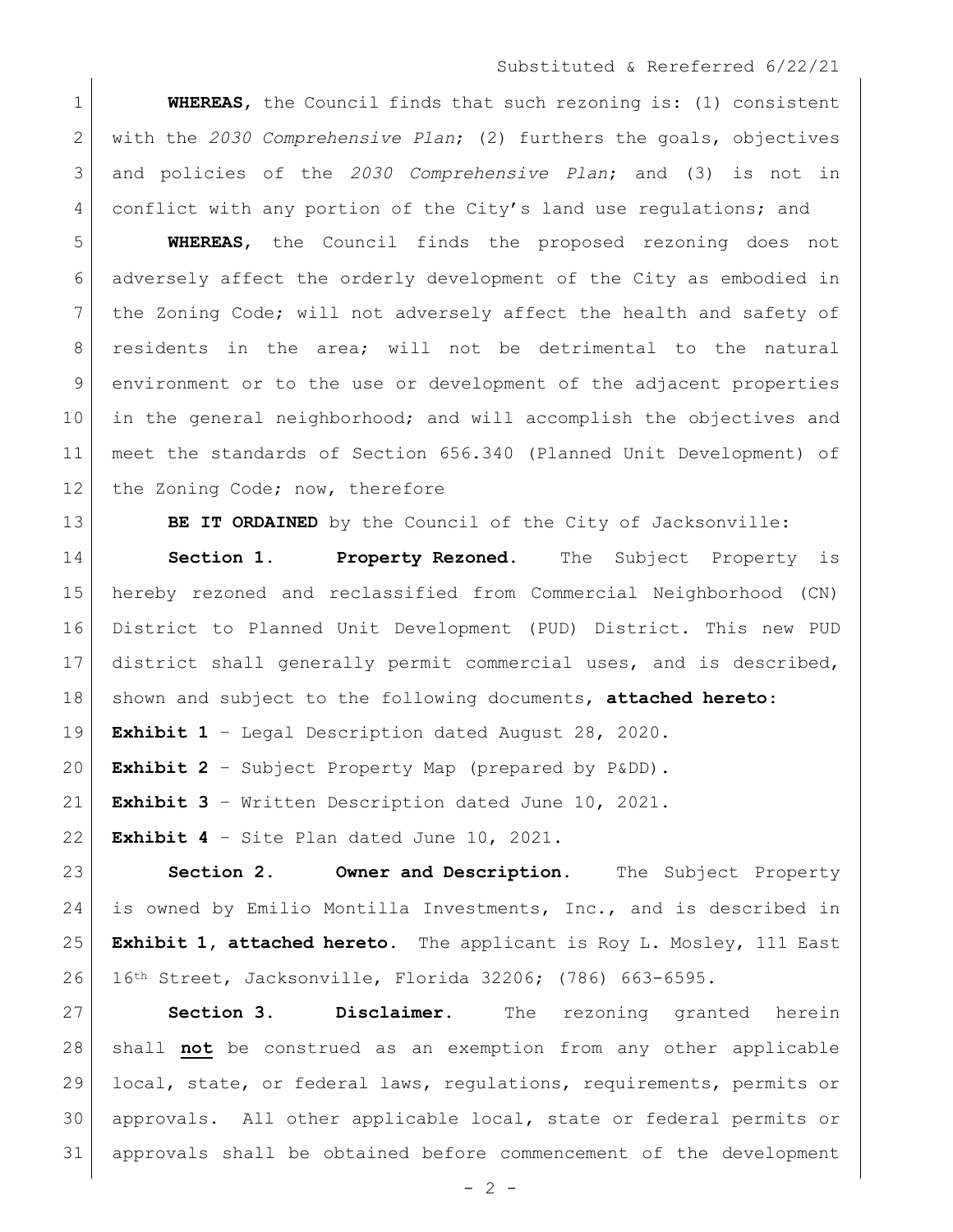**WHEREAS**, the Council finds that such rezoning is: (1) consistent with the *2030 Comprehensive Plan*; (2) furthers the goals, objectives and policies of the *2030 Comprehensive Plan*; and (3) is not in conflict with any portion of the City's land use regulations; and

**WHEREAS**, the Council finds the proposed rezoning does not adversely affect the orderly development of the City as embodied in the Zoning Code; will not adversely affect the health and safety of residents in the area; will not be detrimental to the natural environment or to the use or development of the adjacent properties in the general neighborhood; and will accomplish the objectives and meet the standards of Section 656.340 (Planned Unit Development) of the Zoning Code; now, therefore

**BE IT ORDAINED** by the Council of the City of Jacksonville:

**Section 1. Property Rezoned.** The Subject Property is hereby rezoned and reclassified from Commercial Neighborhood (CN) District to Planned Unit Development (PUD) District. This new PUD district shall generally permit commercial uses, and is described, shown and subject to the following documents, **attached hereto**:

**Exhibit 1** – Legal Description dated August 28, 2020.

**Exhibit 2** – Subject Property Map (prepared by P&DD).

**Exhibit 3** – Written Description dated June 10, 2021.

**Exhibit 4** – Site Plan dated June 10, 2021.

**Section 2. Owner and Description.** The Subject Property is owned by Emilio Montilla Investments, Inc., and is described in **Exhibit 1, attached hereto**. The applicant is Roy L. Mosley, 111 East 16th Street, Jacksonville, Florida 32206; (786) 663-6595.

**Section 3. Disclaimer.** The rezoning granted herein shall **not** be construed as an exemption from any other applicable local, state, or federal laws, regulations, requirements, permits or approvals. All other applicable local, state or federal permits or approvals shall be obtained before commencement of the development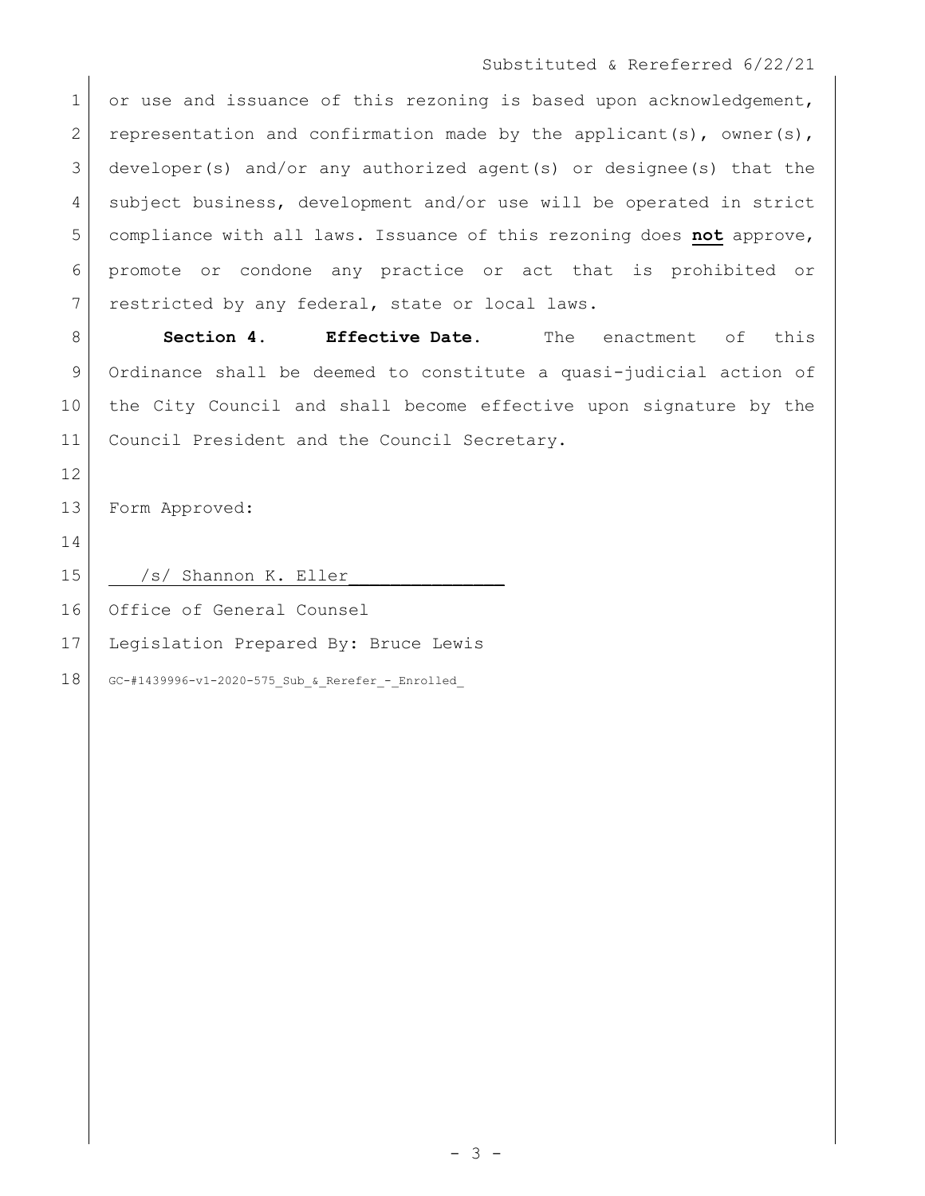or use and issuance of this rezoning is based upon acknowledgement, representation and confirmation made by the applicant(s), owner(s), developer(s) and/or any authorized agent(s) or designee(s) that the subject business, development and/or use will be operated in strict compliance with all laws. Issuance of this rezoning does **not** approve, promote or condone any practice or act that is prohibited or restricted by any federal, state or local laws.

**Section 4. Effective Date.** The enactment of this Ordinance shall be deemed to constitute a quasi-judicial action of the City Council and shall become effective upon signature by the Council President and the Council Secretary.

Form Approved:

/s/ Shannon K. Eller

Office of General Counsel

Legislation Prepared By: Bruce Lewis

GC-#1439996-v1-2020-575_Sub_&_Rerefer_-_Enrolled_